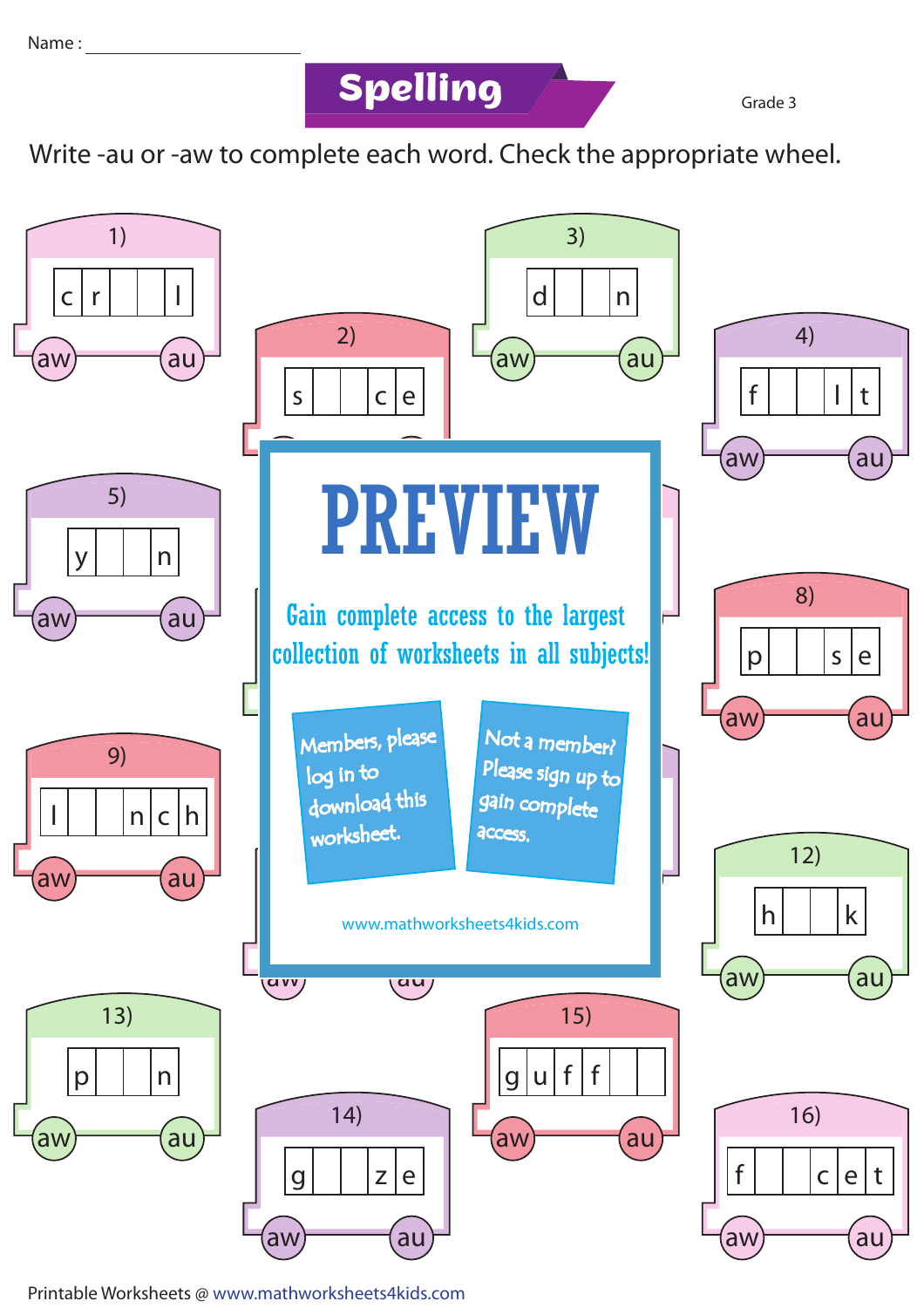Name : ____________________

# Spelling

Grade 3

Write -au or -aw to complete each word. Check the appropriate wheel.

1) c r _ _ l — aw / au

2) s _ _ c e — aw / au

3) d _ _ n — aw / au

4) f _ _ l t — aw / au

5) y _ _ n — aw / au

8) p _ _ s e — aw / au

9) l _ _ n c h — aw / au

12) h _ _ k — aw / au

13) p _ _ n — aw / au

14) g _ _ z e — aw / au

15) g u f f _ _ — aw / au

16) f _ _ c e t — aw / au

**PREVIEW**

Gain complete access to the largest collection of worksheets in all subjects!

Members, please log in to download this worksheet.

Not a member? Please sign up to gain complete access.

www.mathworksheets4kids.com

Printable Worksheets @ www.mathworksheets4kids.com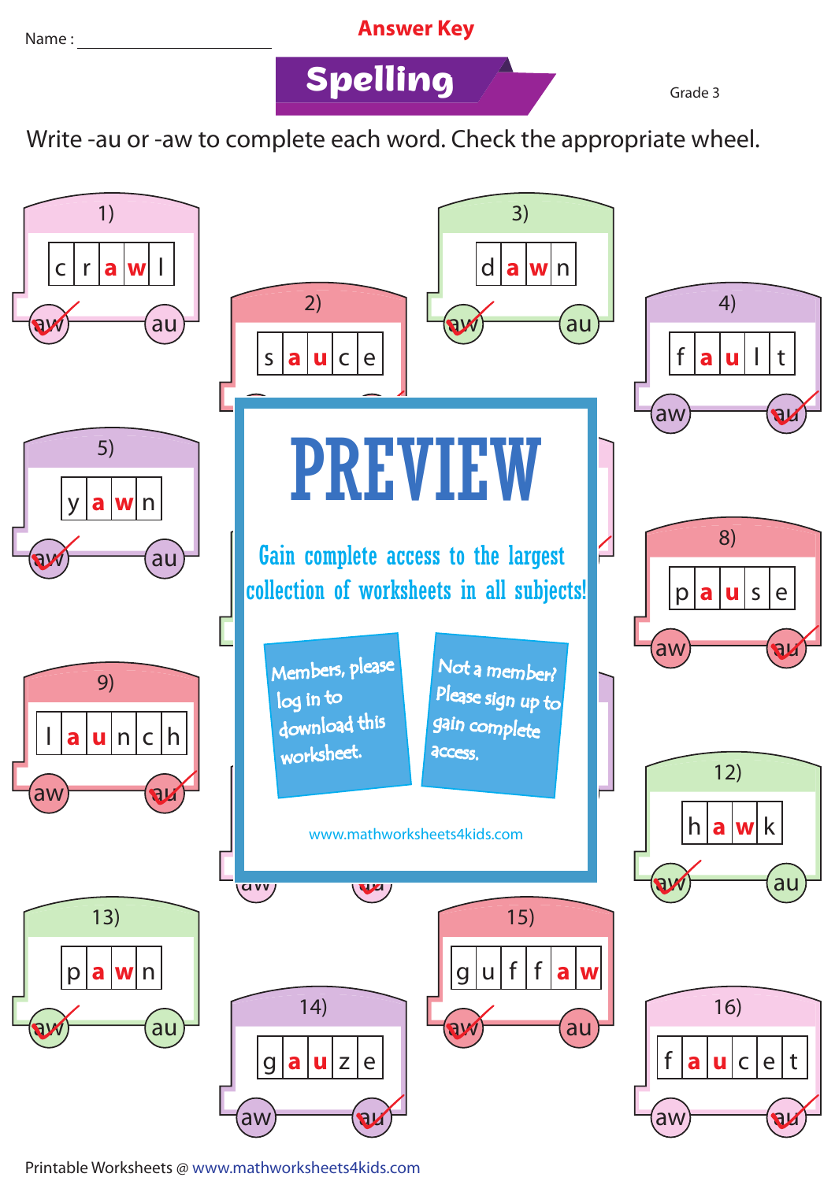Name : ____________________

**Answer Key**

# Spelling

Grade 3

Write -au or -aw to complete each word. Check the appropriate wheel.

1) c r **a** **w** l — aw ✓ / au

2) s **a** **u** c e

3) d **a** **w** n — aw ✓ / au

4) f **a** **u** l t — aw / au ✓

5) y **a** **w** n — aw ✓ / au

8) p **a** **u** s e — aw / au ✓

9) l **a** **u** n c h — aw / au ✓

12) h **a** **w** k — aw ✓ / au

13) p **a** **w** n — aw ✓ / au

14) g **a** **u** z e — aw / au ✓

15) g u f f **a** **w** — aw ✓ / au

16) f **a** **u** c e t — aw / au ✓

PREVIEW

Gain complete access to the largest collection of worksheets in all subjects!

Members, please log in to download this worksheet.

Not a member? Please sign up to gain complete access.

www.mathworksheets4kids.com

Printable Worksheets @ www.mathworksheets4kids.com